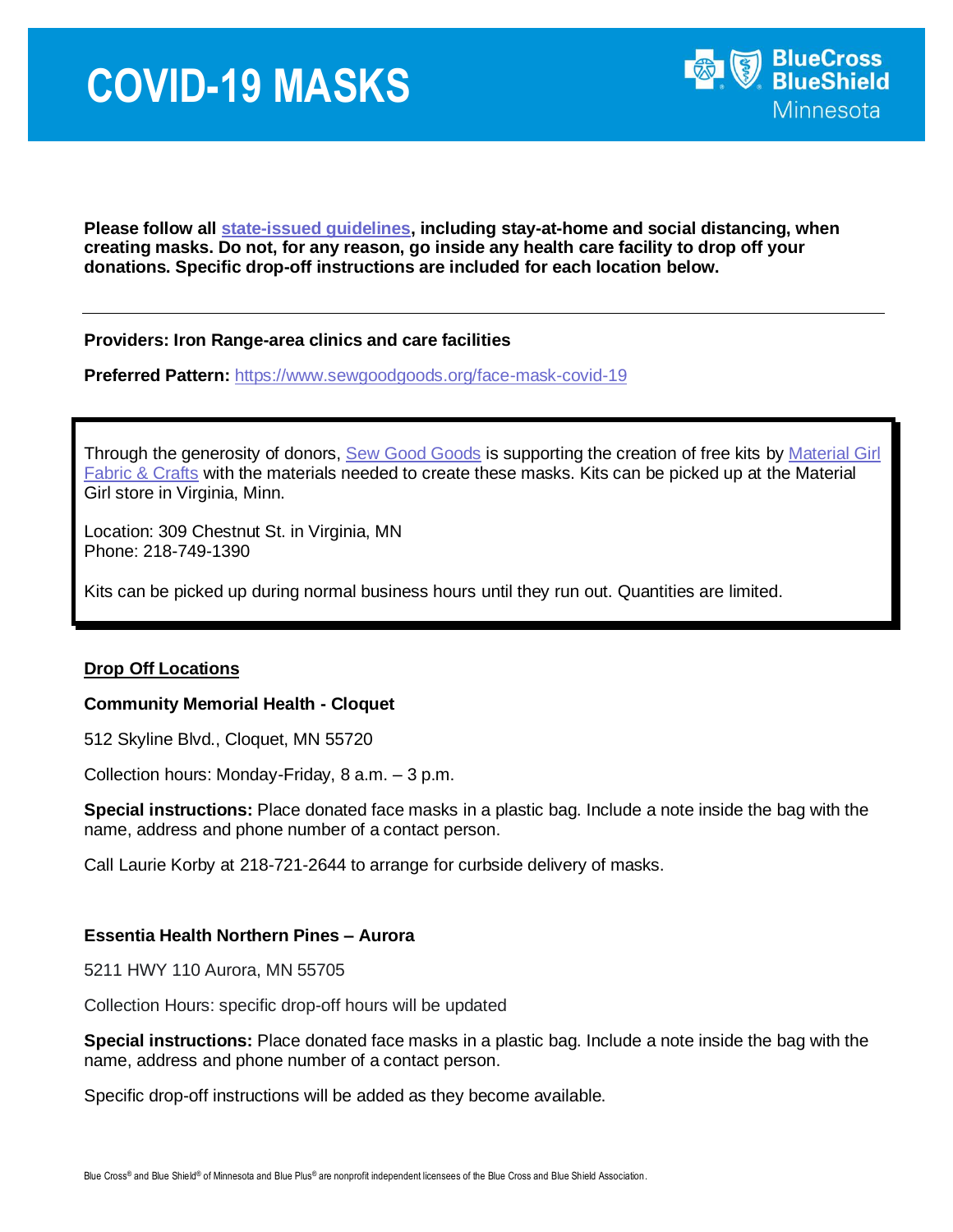# COVID-19 MASKS

BlueCross BlueShield Minnesota

**Please follow all state-issued guidelines, including stay-at-home and social distancing, when creating masks. Do not, for any reason, go inside any health care facility to drop off your donations. Specific drop-off instructions are included for each location below.**

---

**Providers: Iron Range-area clinics and care facilities**

**Preferred Pattern:** https://www.sewgoodgoods.org/face-mask-covid-19

> Through the generosity of donors, Sew Good Goods is supporting the creation of free kits by Material Girl Fabric & Crafts with the materials needed to create these masks. Kits can be picked up at the Material Girl store in Virginia, Minn.
>
> Location: 309 Chestnut St. in Virginia, MN
> Phone: 218-749-1390
>
> Kits can be picked up during normal business hours until they run out. Quantities are limited.

## Drop Off Locations

### Community Memorial Health - Cloquet

512 Skyline Blvd., Cloquet, MN 55720

Collection hours: Monday-Friday, 8 a.m. – 3 p.m.

**Special instructions:** Place donated face masks in a plastic bag. Include a note inside the bag with the name, address and phone number of a contact person.

Call Laurie Korby at 218-721-2644 to arrange for curbside delivery of masks.

### Essentia Health Northern Pines – Aurora

5211 HWY 110 Aurora, MN 55705

Collection Hours: specific drop-off hours will be updated

**Special instructions:** Place donated face masks in a plastic bag. Include a note inside the bag with the name, address and phone number of a contact person.

Specific drop-off instructions will be added as they become available.

Blue Cross® and Blue Shield® of Minnesota and Blue Plus® are nonprofit independent licensees of the Blue Cross and Blue Shield Association.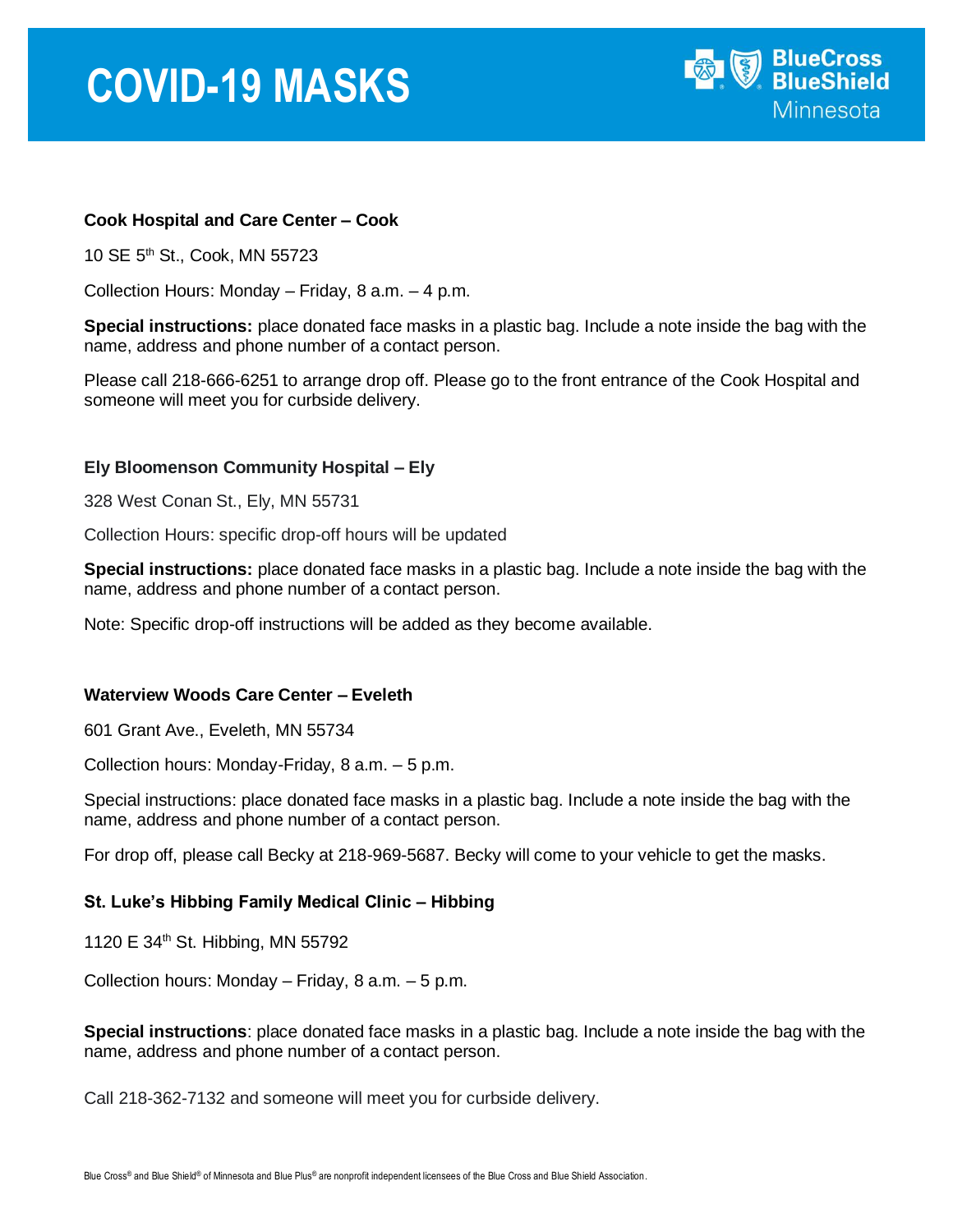# COVID-19 MASKS

**Cook Hospital and Care Center – Cook**

10 SE 5th St., Cook, MN 55723

Collection Hours: Monday – Friday, 8 a.m. – 4 p.m.

**Special instructions:** place donated face masks in a plastic bag. Include a note inside the bag with the name, address and phone number of a contact person.

Please call 218-666-6251 to arrange drop off. Please go to the front entrance of the Cook Hospital and someone will meet you for curbside delivery.

**Ely Bloomenson Community Hospital – Ely**

328 West Conan St., Ely, MN 55731

Collection Hours: specific drop-off hours will be updated

**Special instructions:** place donated face masks in a plastic bag. Include a note inside the bag with the name, address and phone number of a contact person.

Note: Specific drop-off instructions will be added as they become available.

**Waterview Woods Care Center – Eveleth**

601 Grant Ave., Eveleth, MN 55734

Collection hours: Monday-Friday, 8 a.m. – 5 p.m.

Special instructions: place donated face masks in a plastic bag. Include a note inside the bag with the name, address and phone number of a contact person.

For drop off, please call Becky at 218-969-5687. Becky will come to your vehicle to get the masks.

**St. Luke's Hibbing Family Medical Clinic – Hibbing**

1120 E 34th St. Hibbing, MN 55792

Collection hours: Monday – Friday, 8 a.m. – 5 p.m.

**Special instructions**: place donated face masks in a plastic bag. Include a note inside the bag with the name, address and phone number of a contact person.

Call 218-362-7132 and someone will meet you for curbside delivery.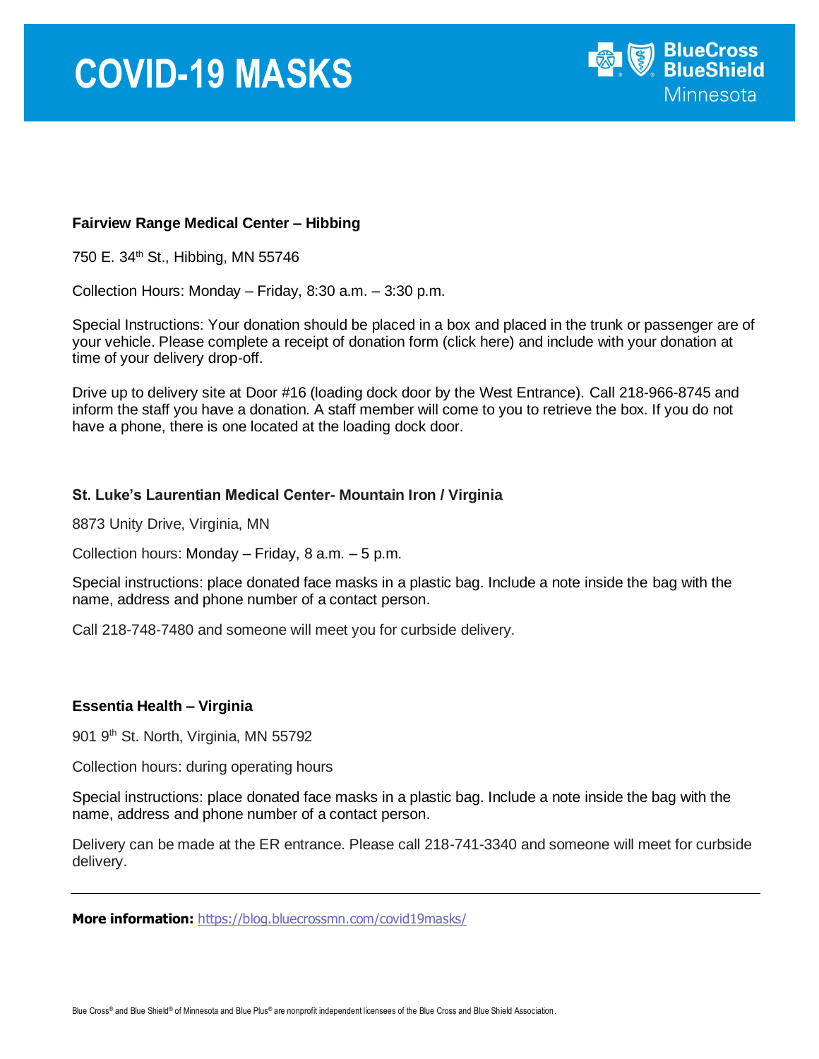# COVID-19 MASKS

**Fairview Range Medical Center – Hibbing**

750 E. 34th St., Hibbing, MN 55746

Collection Hours: Monday – Friday, 8:30 a.m. – 3:30 p.m.

Special Instructions: Your donation should be placed in a box and placed in the trunk or passenger are of your vehicle. Please complete a receipt of donation form (click here) and include with your donation at time of your delivery drop-off.

Drive up to delivery site at Door #16 (loading dock door by the West Entrance). Call 218-966-8745 and inform the staff you have a donation. A staff member will come to you to retrieve the box. If you do not have a phone, there is one located at the loading dock door.

**St. Luke's Laurentian Medical Center- Mountain Iron / Virginia**

8873 Unity Drive, Virginia, MN

Collection hours: Monday – Friday, 8 a.m. – 5 p.m.

Special instructions: place donated face masks in a plastic bag. Include a note inside the bag with the name, address and phone number of a contact person.

Call 218-748-7480 and someone will meet you for curbside delivery.

**Essentia Health – Virginia**

901 9th St. North, Virginia, MN 55792

Collection hours: during operating hours

Special instructions: place donated face masks in a plastic bag. Include a note inside the bag with the name, address and phone number of a contact person.

Delivery can be made at the ER entrance. Please call 218-741-3340 and someone will meet for curbside delivery.

---

**More information:** https://blog.bluecrossmn.com/covid19masks/

Blue Cross® and Blue Shield® of Minnesota and Blue Plus® are nonprofit independent licensees of the Blue Cross and Blue Shield Association.